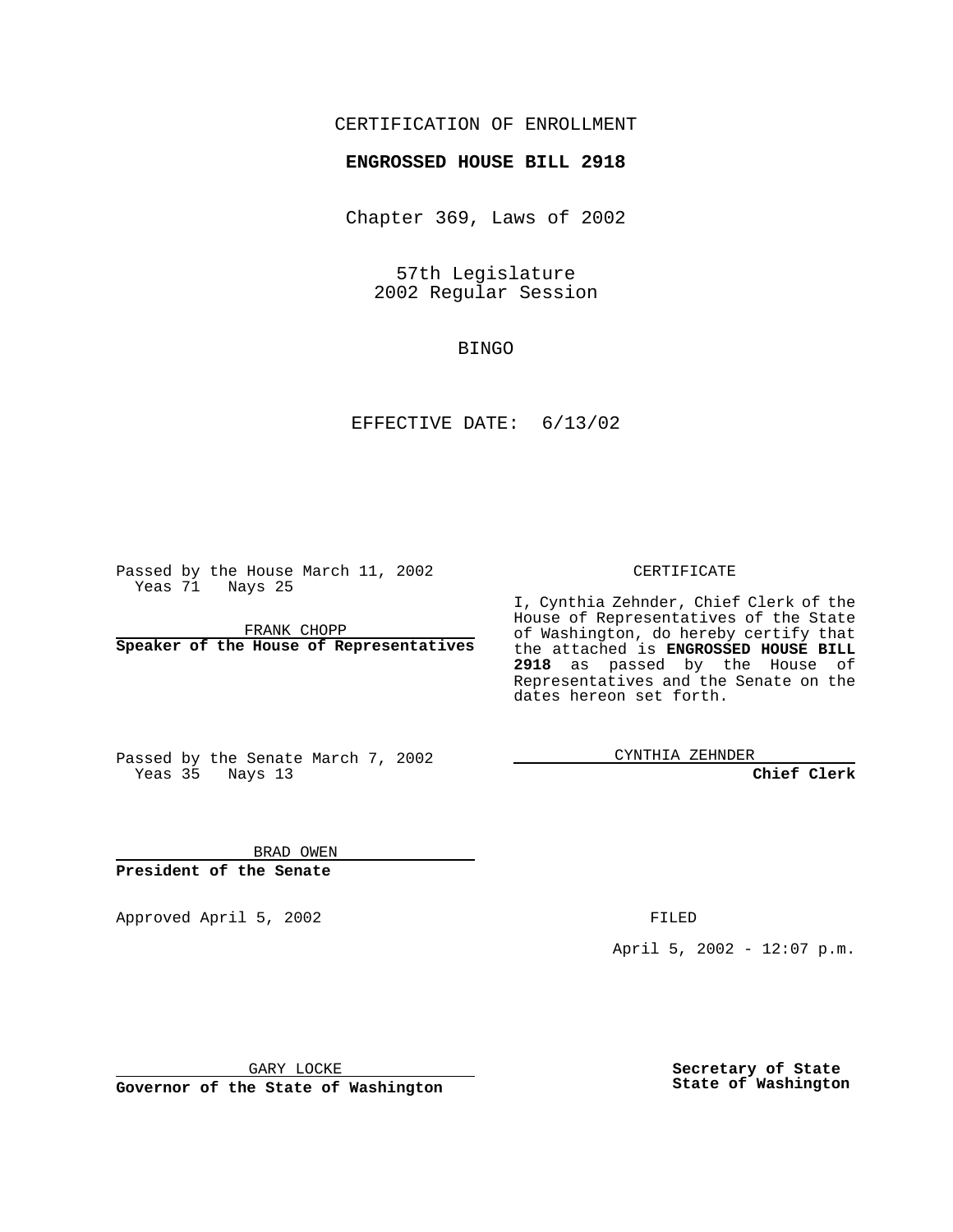CERTIFICATION OF ENROLLMENT

**ENGROSSED HOUSE BILL 2918**

Chapter 369, Laws of 2002

57th Legislature
2002 Regular Session

BINGO

EFFECTIVE DATE: 6/13/02

Passed by the House March 11, 2002
Yeas 71 Nays 25

FRANK CHOPP
**Speaker of the House of Representatives**

Passed by the Senate March 7, 2002
Yeas 35 Nays 13

BRAD OWEN
**President of the Senate**

CERTIFICATE

I, Cynthia Zehnder, Chief Clerk of the House of Representatives of the State of Washington, do hereby certify that the attached is **ENGROSSED HOUSE BILL 2918** as passed by the House of Representatives and the Senate on the dates hereon set forth.

CYNTHIA ZEHNDER
**Chief Clerk**

Approved April 5, 2002

GARY LOCKE
**Governor of the State of Washington**

FILED

April 5, 2002 - 12:07 p.m.

**Secretary of State**
**State of Washington**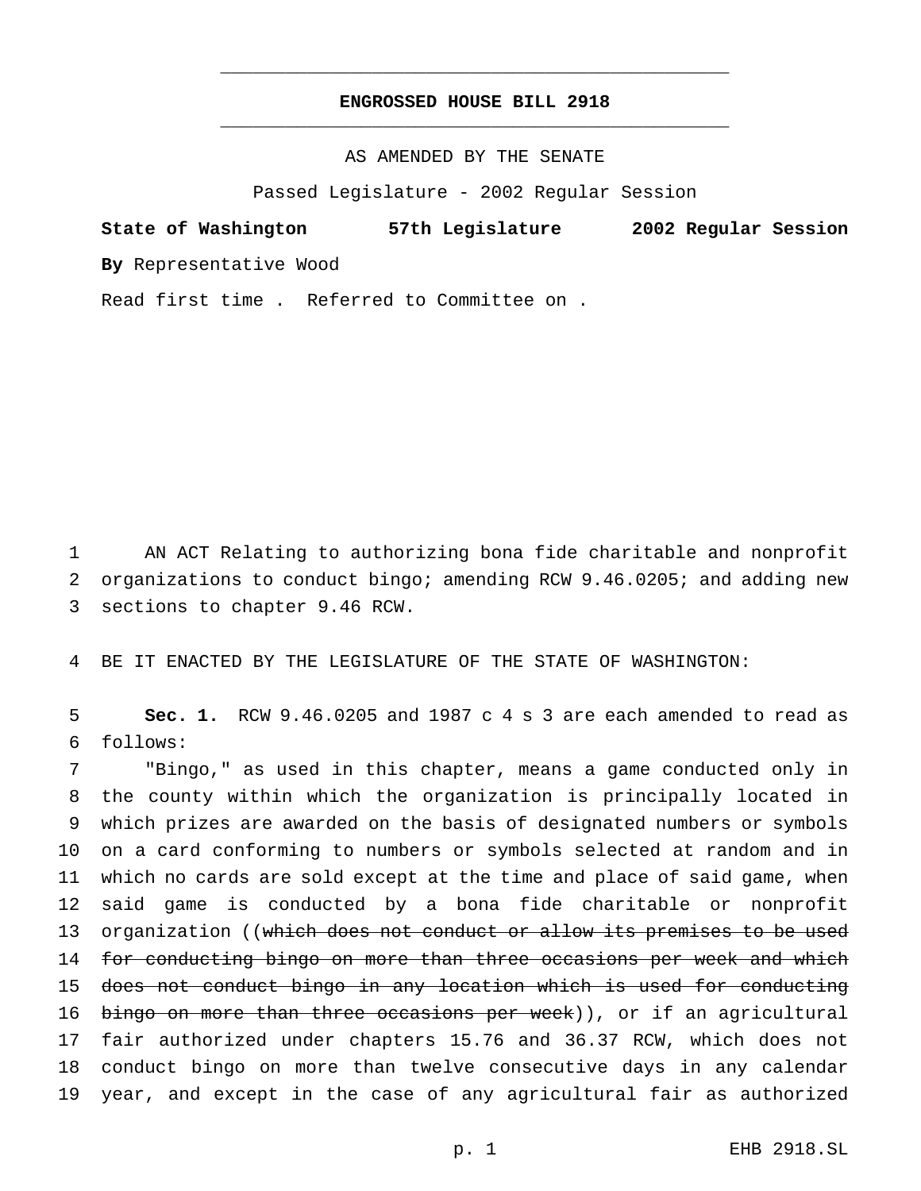# ENGROSSED HOUSE BILL 2918

AS AMENDED BY THE SENATE

Passed Legislature - 2002 Regular Session

**State of Washington 57th Legislature 2002 Regular Session**

**By** Representative Wood

Read first time . Referred to Committee on .

AN ACT Relating to authorizing bona fide charitable and nonprofit organizations to conduct bingo; amending RCW 9.46.0205; and adding new sections to chapter 9.46 RCW.

BE IT ENACTED BY THE LEGISLATURE OF THE STATE OF WASHINGTON:

**Sec. 1.** RCW 9.46.0205 and 1987 c 4 s 3 are each amended to read as follows:

"Bingo," as used in this chapter, means a game conducted only in the county within which the organization is principally located in which prizes are awarded on the basis of designated numbers or symbols on a card conforming to numbers or symbols selected at random and in which no cards are sold except at the time and place of said game, when said game is conducted by a bona fide charitable or nonprofit organization ((~~which does not conduct or allow its premises to be used for conducting bingo on more than three occasions per week and which does not conduct bingo in any location which is used for conducting bingo on more than three occasions per week~~)), or if an agricultural fair authorized under chapters 15.76 and 36.37 RCW, which does not conduct bingo on more than twelve consecutive days in any calendar year, and except in the case of any agricultural fair as authorized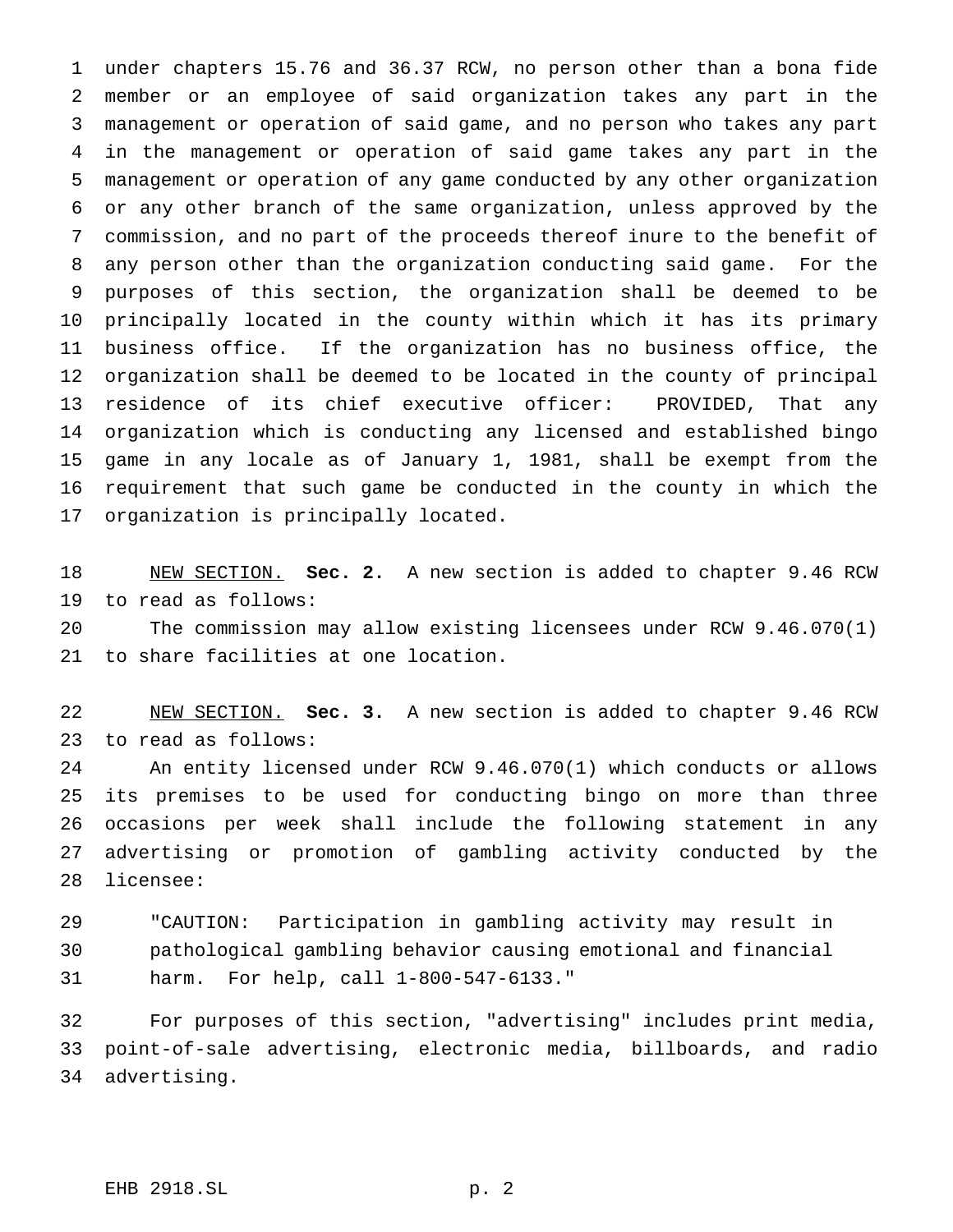under chapters 15.76 and 36.37 RCW, no person other than a bona fide member or an employee of said organization takes any part in the management or operation of said game, and no person who takes any part in the management or operation of said game takes any part in the management or operation of any game conducted by any other organization or any other branch of the same organization, unless approved by the commission, and no part of the proceeds thereof inure to the benefit of any person other than the organization conducting said game. For the purposes of this section, the organization shall be deemed to be principally located in the county within which it has its primary business office. If the organization has no business office, the organization shall be deemed to be located in the county of principal residence of its chief executive officer: PROVIDED, That any organization which is conducting any licensed and established bingo game in any locale as of January 1, 1981, shall be exempt from the requirement that such game be conducted in the county in which the organization is principally located.

NEW SECTION. **Sec. 2.** A new section is added to chapter 9.46 RCW to read as follows:

The commission may allow existing licensees under RCW 9.46.070(1) to share facilities at one location.

NEW SECTION. **Sec. 3.** A new section is added to chapter 9.46 RCW to read as follows:

An entity licensed under RCW 9.46.070(1) which conducts or allows its premises to be used for conducting bingo on more than three occasions per week shall include the following statement in any advertising or promotion of gambling activity conducted by the licensee:

"CAUTION: Participation in gambling activity may result in pathological gambling behavior causing emotional and financial harm. For help, call 1-800-547-6133."

For purposes of this section, "advertising" includes print media, point-of-sale advertising, electronic media, billboards, and radio advertising.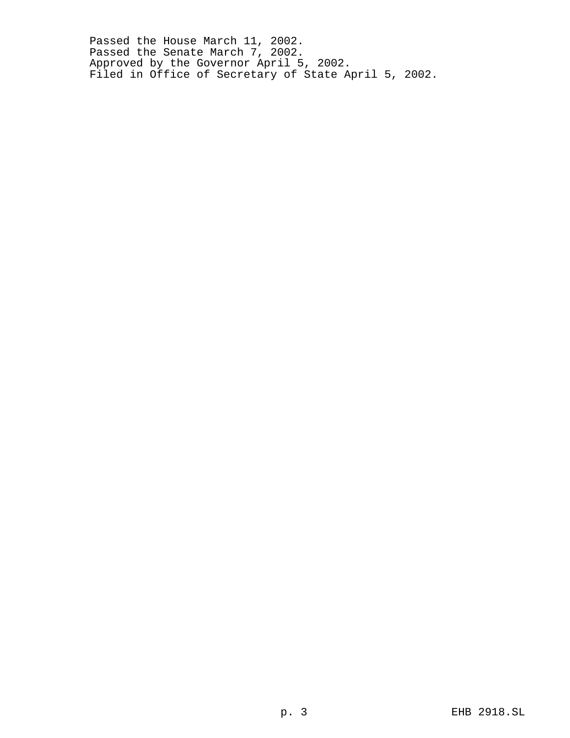Passed the House March 11, 2002.
Passed the Senate March 7, 2002.
Approved by the Governor April 5, 2002.
Filed in Office of Secretary of State April 5, 2002.